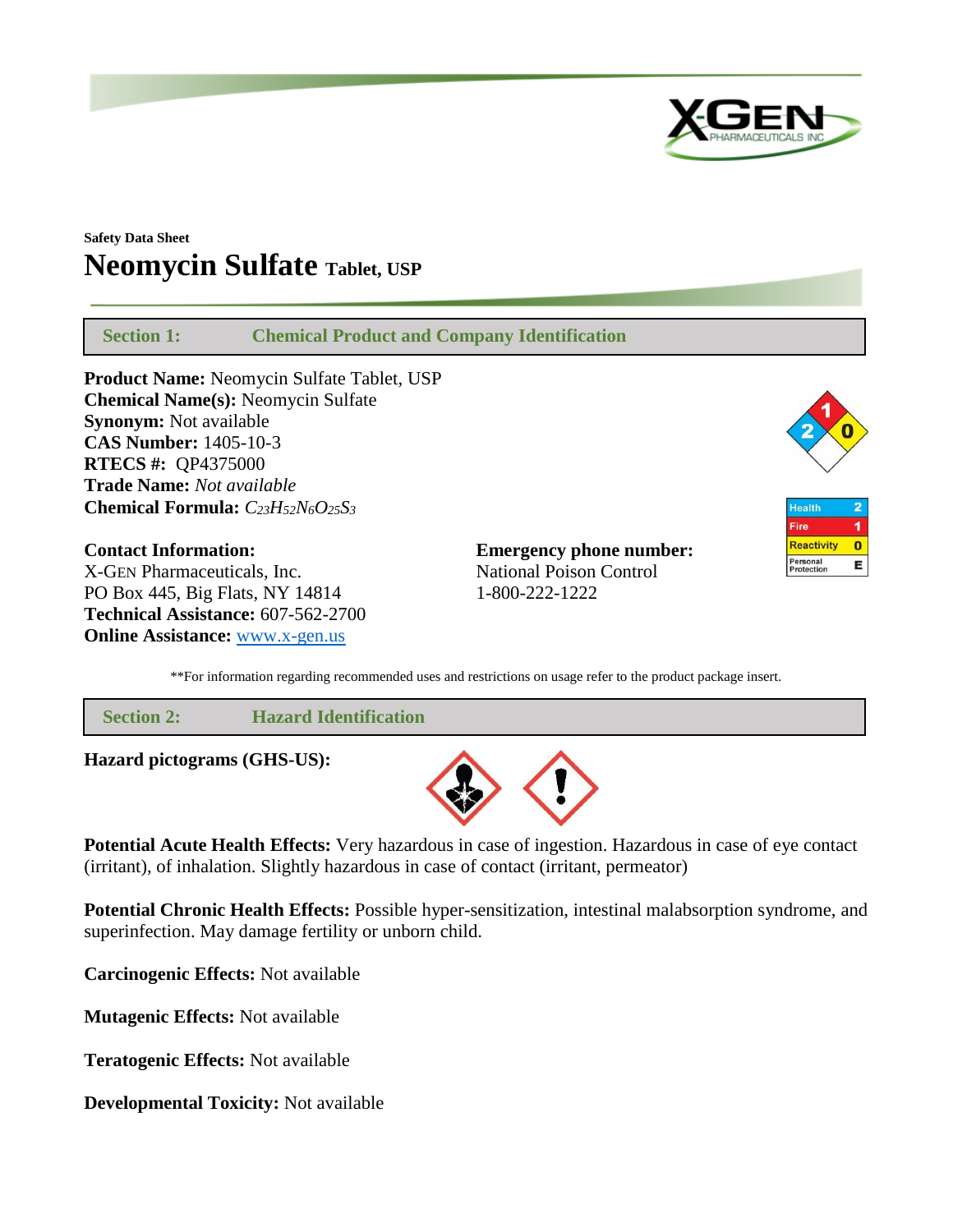Safety Data Sheet

# Neomycin Sulfate Tablet, USP

## Section 1: Chemical Product and Company Identification

**Product Name:** Neomycin Sulfate Tablet, USP
**Chemical Name(s):** Neomycin Sulfate
**Synonym:** Not available
**CAS Number:** 1405-10-3
**RTECS #:** QP4375000
**Trade Name:** *Not available*
**Chemical Formula:** $C_{23}H_{52}N_6O_{25}S_3$

| Health | 2 |
| --- | --- |
| Fire | 1 |
| Reactivity | 0 |
| Personal Protection | E |

**Contact Information:**
X-GEN Pharmaceuticals, Inc.
PO Box 445, Big Flats, NY 14814
**Technical Assistance:** 607-562-2700
**Online Assistance:** www.x-gen.us

**Emergency phone number:**
National Poison Control
1-800-222-1222

**For information regarding recommended uses and restrictions on usage refer to the product package insert.

## Section 2: Hazard Identification

**Hazard pictograms (GHS-US):**

**Potential Acute Health Effects:** Very hazardous in case of ingestion. Hazardous in case of eye contact (irritant), of inhalation. Slightly hazardous in case of contact (irritant, permeator)

**Potential Chronic Health Effects:** Possible hyper-sensitization, intestinal malabsorption syndrome, and superinfection. May damage fertility or unborn child.

**Carcinogenic Effects:** Not available

**Mutagenic Effects:** Not available

**Teratogenic Effects:** Not available

**Developmental Toxicity:** Not available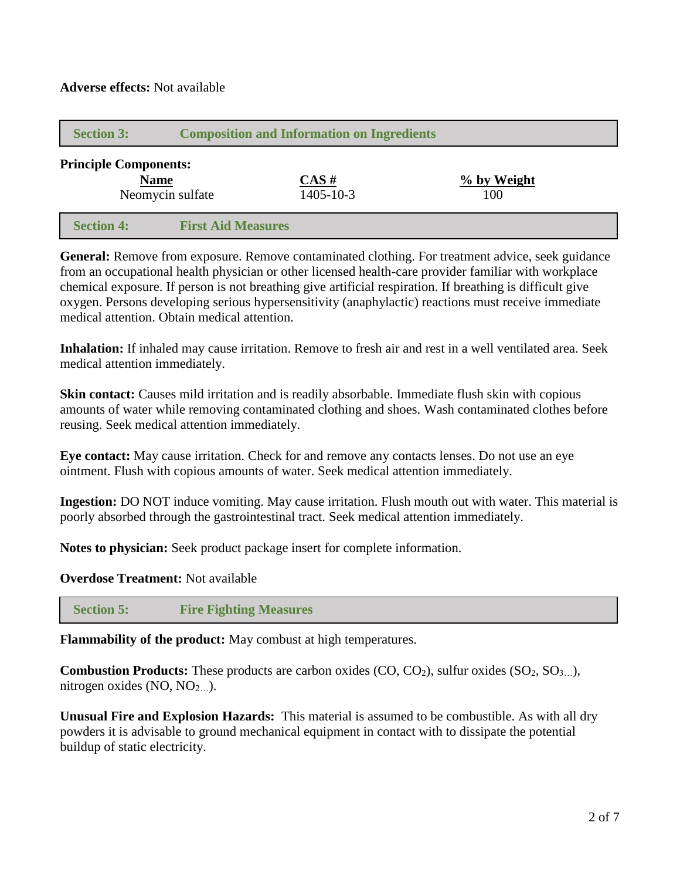**Adverse effects:** Not available

## Section 3: Composition and Information on Ingredients

**Principle Components:**

| Name | CAS # | % by Weight |
| --- | --- | --- |
| Neomycin sulfate | 1405-10-3 | 100 |

## Section 4: First Aid Measures

**General:** Remove from exposure. Remove contaminated clothing. For treatment advice, seek guidance from an occupational health physician or other licensed health-care provider familiar with workplace chemical exposure. If person is not breathing give artificial respiration. If breathing is difficult give oxygen. Persons developing serious hypersensitivity (anaphylactic) reactions must receive immediate medical attention. Obtain medical attention.

**Inhalation:** If inhaled may cause irritation. Remove to fresh air and rest in a well ventilated area. Seek medical attention immediately.

**Skin contact:** Causes mild irritation and is readily absorbable. Immediate flush skin with copious amounts of water while removing contaminated clothing and shoes. Wash contaminated clothes before reusing. Seek medical attention immediately.

**Eye contact:** May cause irritation. Check for and remove any contacts lenses. Do not use an eye ointment. Flush with copious amounts of water. Seek medical attention immediately.

**Ingestion:** DO NOT induce vomiting. May cause irritation. Flush mouth out with water. This material is poorly absorbed through the gastrointestinal tract. Seek medical attention immediately.

**Notes to physician:** Seek product package insert for complete information.

**Overdose Treatment:** Not available

## Section 5: Fire Fighting Measures

**Flammability of the product:** May combust at high temperatures.

**Combustion Products:** These products are carbon oxides ($CO$, $CO_2$), sulfur oxides ($SO_2$, $SO_{3...}$), nitrogen oxides ($NO$, $NO_{2...}$).

**Unusual Fire and Explosion Hazards:** This material is assumed to be combustible. As with all dry powders it is advisable to ground mechanical equipment in contact with to dissipate the potential buildup of static electricity.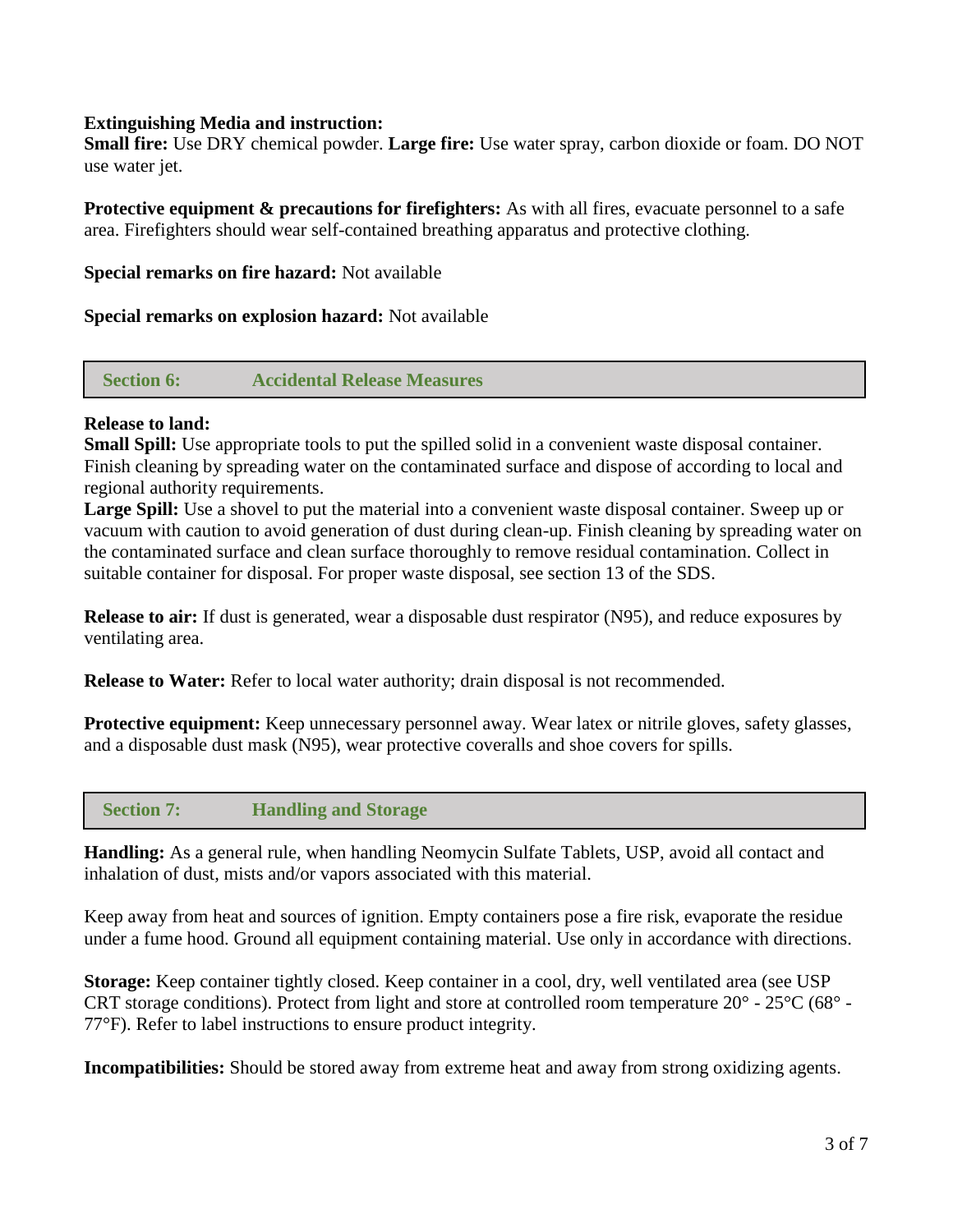**Extinguishing Media and instruction:**
**Small fire:** Use DRY chemical powder. **Large fire:** Use water spray, carbon dioxide or foam. DO NOT use water jet.

**Protective equipment & precautions for firefighters:** As with all fires, evacuate personnel to a safe area. Firefighters should wear self-contained breathing apparatus and protective clothing.

**Special remarks on fire hazard:** Not available

**Special remarks on explosion hazard:** Not available

## Section 6: Accidental Release Measures

**Release to land:**
**Small Spill:** Use appropriate tools to put the spilled solid in a convenient waste disposal container. Finish cleaning by spreading water on the contaminated surface and dispose of according to local and regional authority requirements.
**Large Spill:** Use a shovel to put the material into a convenient waste disposal container. Sweep up or vacuum with caution to avoid generation of dust during clean-up. Finish cleaning by spreading water on the contaminated surface and clean surface thoroughly to remove residual contamination. Collect in suitable container for disposal. For proper waste disposal, see section 13 of the SDS.

**Release to air:** If dust is generated, wear a disposable dust respirator (N95), and reduce exposures by ventilating area.

**Release to Water:** Refer to local water authority; drain disposal is not recommended.

**Protective equipment:** Keep unnecessary personnel away. Wear latex or nitrile gloves, safety glasses, and a disposable dust mask (N95), wear protective coveralls and shoe covers for spills.

## Section 7: Handling and Storage

**Handling:** As a general rule, when handling Neomycin Sulfate Tablets, USP, avoid all contact and inhalation of dust, mists and/or vapors associated with this material.

Keep away from heat and sources of ignition. Empty containers pose a fire risk, evaporate the residue under a fume hood. Ground all equipment containing material. Use only in accordance with directions.

**Storage:** Keep container tightly closed. Keep container in a cool, dry, well ventilated area (see USP CRT storage conditions). Protect from light and store at controlled room temperature 20° - 25°C (68° - 77°F). Refer to label instructions to ensure product integrity.

**Incompatibilities:** Should be stored away from extreme heat and away from strong oxidizing agents.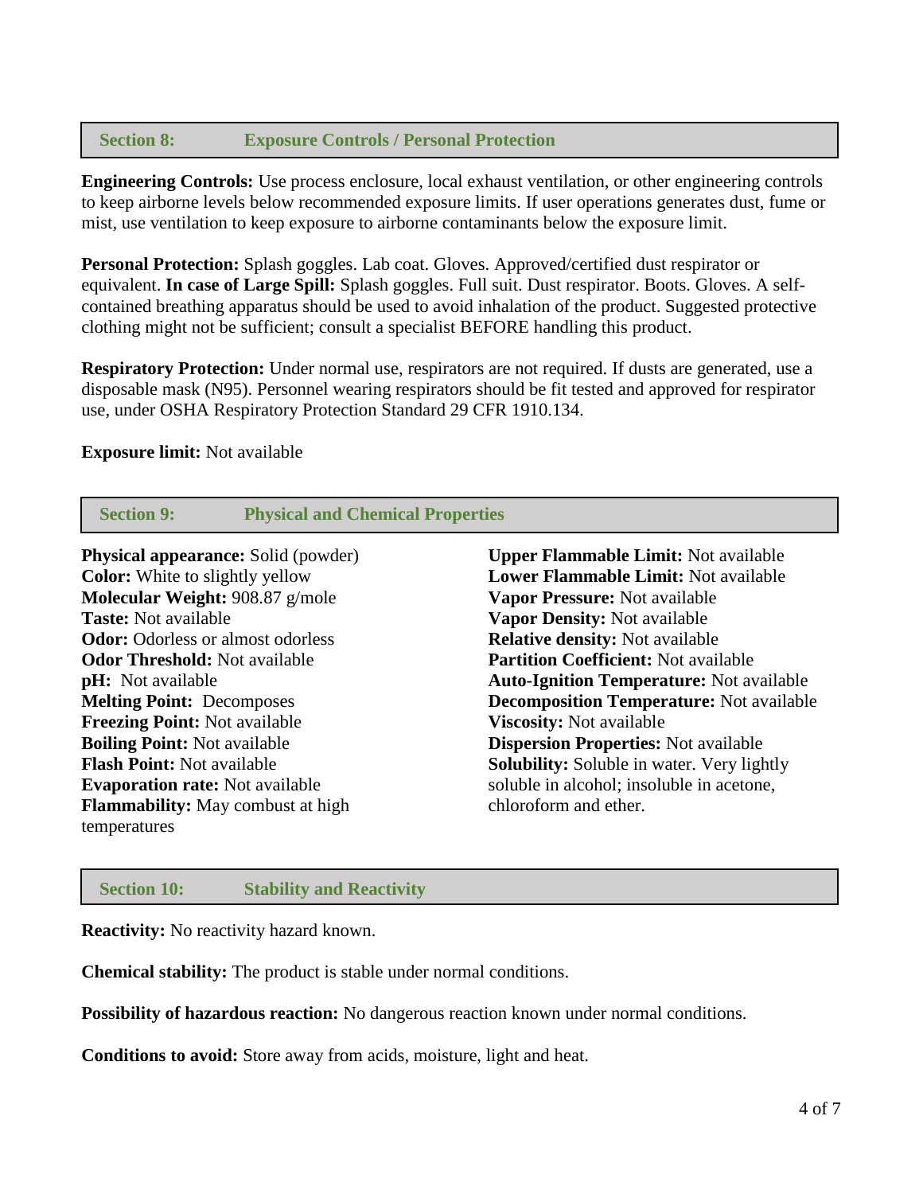## Section 8: Exposure Controls / Personal Protection

**Engineering Controls:** Use process enclosure, local exhaust ventilation, or other engineering controls to keep airborne levels below recommended exposure limits. If user operations generates dust, fume or mist, use ventilation to keep exposure to airborne contaminants below the exposure limit.

**Personal Protection:** Splash goggles. Lab coat. Gloves. Approved/certified dust respirator or equivalent. **In case of Large Spill:** Splash goggles. Full suit. Dust respirator. Boots. Gloves. A self-contained breathing apparatus should be used to avoid inhalation of the product. Suggested protective clothing might not be sufficient; consult a specialist BEFORE handling this product.

**Respiratory Protection:** Under normal use, respirators are not required. If dusts are generated, use a disposable mask (N95). Personnel wearing respirators should be fit tested and approved for respirator use, under OSHA Respiratory Protection Standard 29 CFR 1910.134.

**Exposure limit:** Not available

## Section 9: Physical and Chemical Properties

**Physical appearance:** Solid (powder)
**Color:** White to slightly yellow
**Molecular Weight:** 908.87 g/mole
**Taste:** Not available
**Odor:** Odorless or almost odorless
**Odor Threshold:** Not available
**pH:** Not available
**Melting Point:** Decomposes
**Freezing Point:** Not available
**Boiling Point:** Not available
**Flash Point:** Not available
**Evaporation rate:** Not available
**Flammability:** May combust at high temperatures
**Upper Flammable Limit:** Not available
**Lower Flammable Limit:** Not available
**Vapor Pressure:** Not available
**Vapor Density:** Not available
**Relative density:** Not available
**Partition Coefficient:** Not available
**Auto-Ignition Temperature:** Not available
**Decomposition Temperature:** Not available
**Viscosity:** Not available
**Dispersion Properties:** Not available
**Solubility:** Soluble in water. Very lightly soluble in alcohol; insoluble in acetone, chloroform and ether.

## Section 10: Stability and Reactivity

**Reactivity:** No reactivity hazard known.

**Chemical stability:** The product is stable under normal conditions.

**Possibility of hazardous reaction:** No dangerous reaction known under normal conditions.

**Conditions to avoid:** Store away from acids, moisture, light and heat.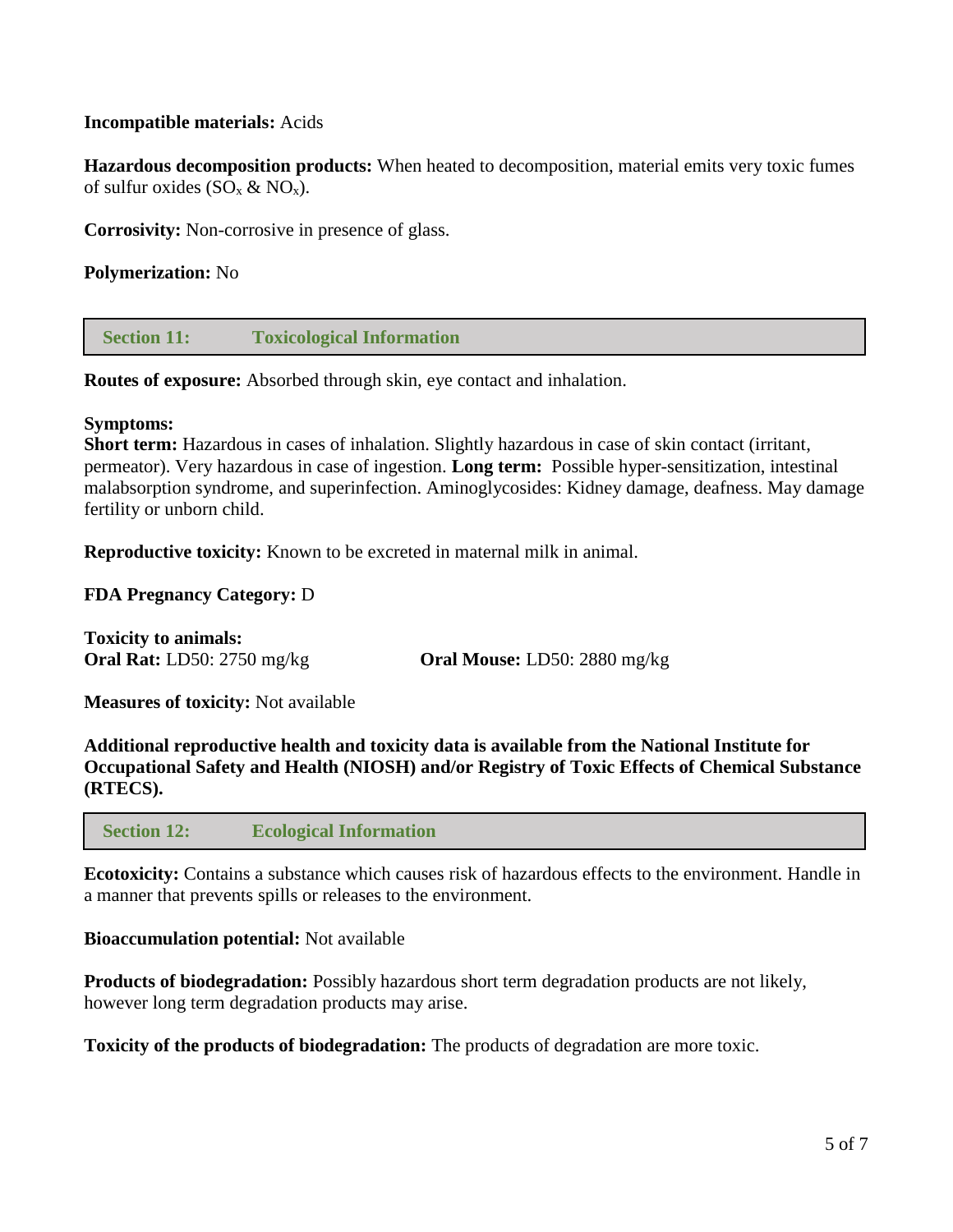**Incompatible materials:** Acids

**Hazardous decomposition products:** When heated to decomposition, material emits very toxic fumes of sulfur oxides ($SO_x$ & $NO_x$).

**Corrosivity:** Non-corrosive in presence of glass.

**Polymerization:** No

## Section 11: Toxicological Information

**Routes of exposure:** Absorbed through skin, eye contact and inhalation.

**Symptoms:**
**Short term:** Hazardous in cases of inhalation. Slightly hazardous in case of skin contact (irritant, permeator). Very hazardous in case of ingestion. **Long term:** Possible hyper-sensitization, intestinal malabsorption syndrome, and superinfection. Aminoglycosides: Kidney damage, deafness. May damage fertility or unborn child.

**Reproductive toxicity:** Known to be excreted in maternal milk in animal.

**FDA Pregnancy Category:** D

**Toxicity to animals:**
**Oral Rat:** LD50: 2750 mg/kg **Oral Mouse:** LD50: 2880 mg/kg

**Measures of toxicity:** Not available

**Additional reproductive health and toxicity data is available from the National Institute for Occupational Safety and Health (NIOSH) and/or Registry of Toxic Effects of Chemical Substance (RTECS).**

## Section 12: Ecological Information

**Ecotoxicity:** Contains a substance which causes risk of hazardous effects to the environment. Handle in a manner that prevents spills or releases to the environment.

**Bioaccumulation potential:** Not available

**Products of biodegradation:** Possibly hazardous short term degradation products are not likely, however long term degradation products may arise.

**Toxicity of the products of biodegradation:** The products of degradation are more toxic.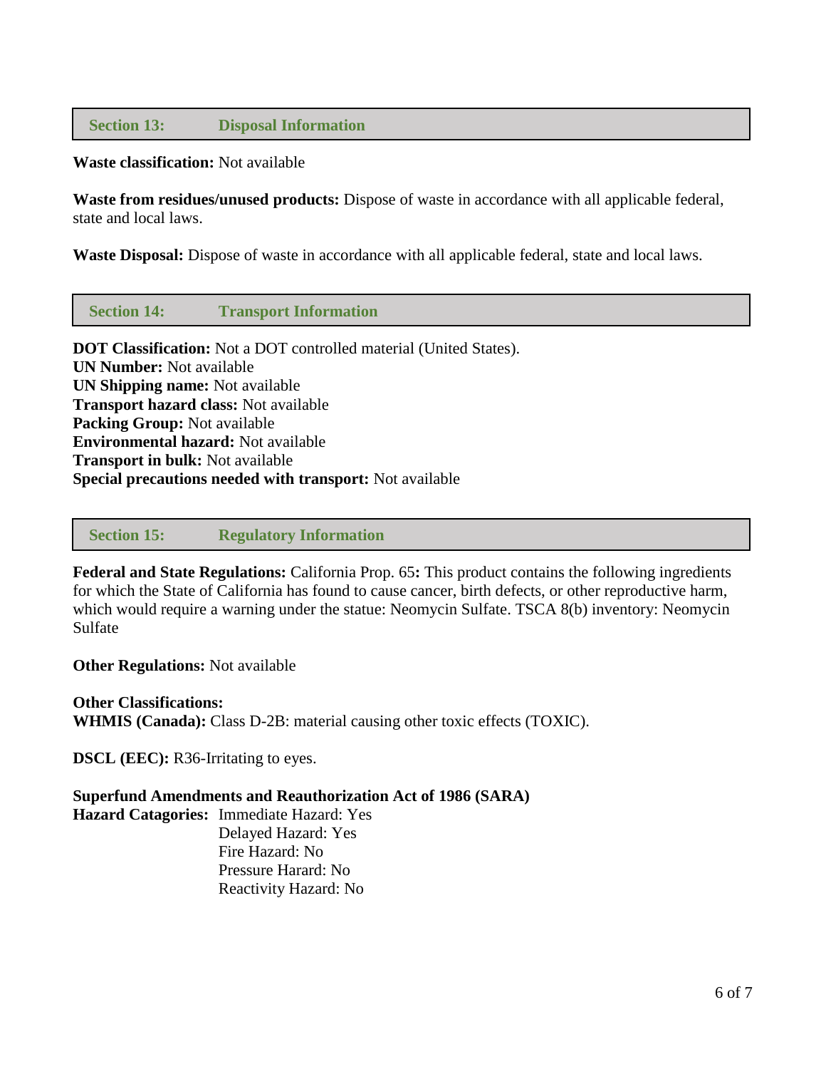## Section 13: Disposal Information

**Waste classification:** Not available

**Waste from residues/unused products:** Dispose of waste in accordance with all applicable federal, state and local laws.

**Waste Disposal:** Dispose of waste in accordance with all applicable federal, state and local laws.

## Section 14: Transport Information

**DOT Classification:** Not a DOT controlled material (United States).
**UN Number:** Not available
**UN Shipping name:** Not available
**Transport hazard class:** Not available
**Packing Group:** Not available
**Environmental hazard:** Not available
**Transport in bulk:** Not available
**Special precautions needed with transport:** Not available

## Section 15: Regulatory Information

**Federal and State Regulations:** California Prop. 65**:** This product contains the following ingredients for which the State of California has found to cause cancer, birth defects, or other reproductive harm, which would require a warning under the statue: Neomycin Sulfate. TSCA 8(b) inventory: Neomycin Sulfate

**Other Regulations:** Not available

**Other Classifications:**
**WHMIS (Canada):** Class D-2B: material causing other toxic effects (TOXIC).

**DSCL (EEC):** R36-Irritating to eyes.

**Superfund Amendments and Reauthorization Act of 1986 (SARA)**
**Hazard Catagories:** Immediate Hazard: Yes
Delayed Hazard: Yes
Fire Hazard: No
Pressure Harard: No
Reactivity Hazard: No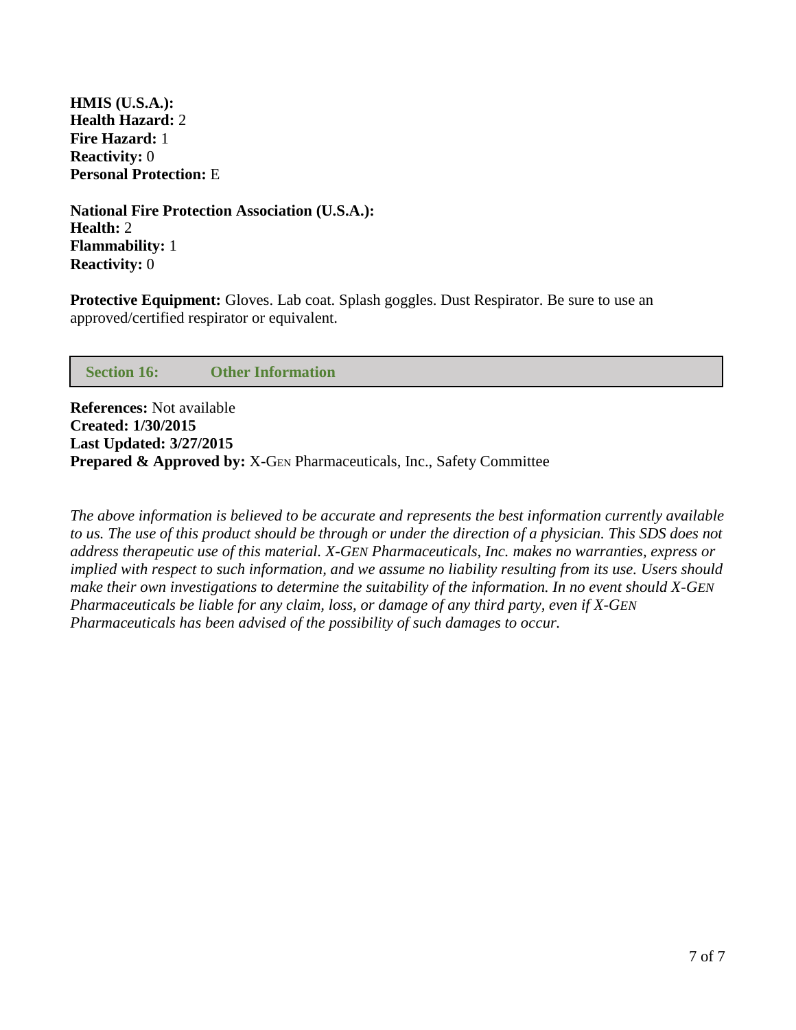**HMIS (U.S.A.):**
**Health Hazard:** 2
**Fire Hazard:** 1
**Reactivity:** 0
**Personal Protection:** E

**National Fire Protection Association (U.S.A.):**
**Health:** 2
**Flammability:** 1
**Reactivity:** 0

**Protective Equipment:** Gloves. Lab coat. Splash goggles. Dust Respirator. Be sure to use an approved/certified respirator or equivalent.

## Section 16: Other Information

**References:** Not available
**Created: 1/30/2015**
**Last Updated: 3/27/2015**
**Prepared & Approved by:** X-GEN Pharmaceuticals, Inc., Safety Committee

*The above information is believed to be accurate and represents the best information currently available to us. The use of this product should be through or under the direction of a physician. This SDS does not address therapeutic use of this material. X-GEN Pharmaceuticals, Inc. makes no warranties, express or implied with respect to such information, and we assume no liability resulting from its use. Users should make their own investigations to determine the suitability of the information. In no event should X-GEN Pharmaceuticals be liable for any claim, loss, or damage of any third party, even if X-GEN Pharmaceuticals has been advised of the possibility of such damages to occur.*